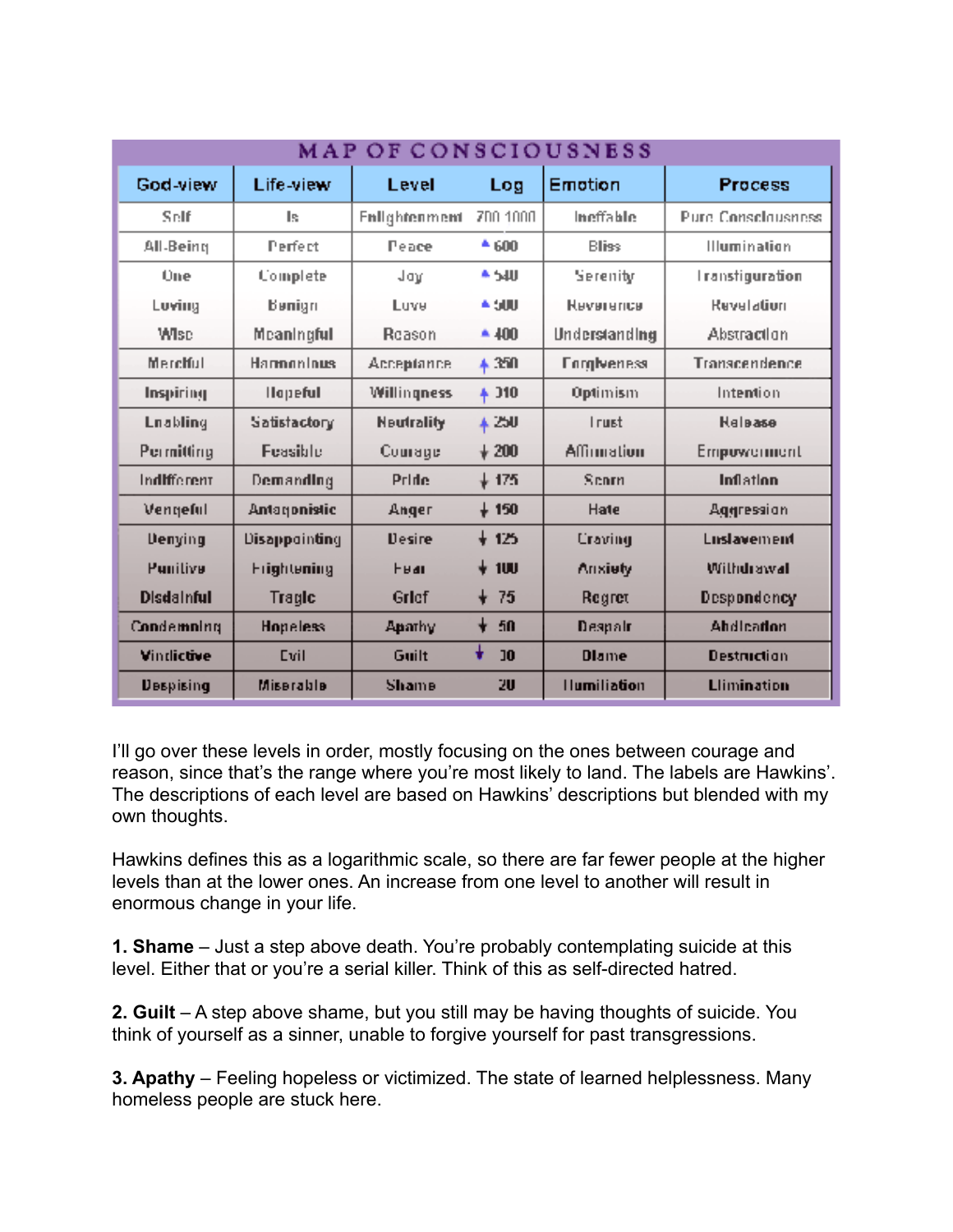| MAP OF CONSCIOUSNESS | | | | | |
|---|---|---|---|---|---|
| **God-view** | **Life-view** | **Level** | **Log** | **Emotion** | **Process** |
| Self | Is | Enlightenment | 700-1000 | Ineffable | Pure Consciousness |
| All-Being | Perfect | Peace | ▲ 600 | Bliss | Illumination |
| One | Complete | Joy | ▲ 540 | Serenity | Transfiguration |
| Loving | Benign | Love | ▲ 500 | Reverence | Revelation |
| Wise | Meaningful | Reason | ▲ 400 | Understanding | Abstraction |
| Merciful | Harmonious | Acceptance | ↑ 350 | Forgiveness | Transcendence |
| Inspiring | Hopeful | Willingness | ↑ 310 | Optimism | Intention |
| Enabling | Satisfactory | Neutrality | ↑ 250 | Trust | Release |
| Permitting | Feasible | Courage | ↓ 200 | Affirmation | Empowerment |
| Indifferent | Demanding | Pride | ↓ 175 | Scorn | Inflation |
| Vengeful | Antagonistic | Anger | ↓ 150 | Hate | Aggression |
| Denying | Disappointing | Desire | ↓ 125 | Craving | Enslavement |
| Punitive | Frightening | Fear | ↓ 100 | Anxiety | Withdrawal |
| Disdainful | Tragic | Grief | ↓ 75 | Regret | Despondency |
| Condemning | Hopeless | Apathy | ↓ 50 | Despair | Abdication |
| Vindictive | Evil | Guilt | ↓ 30 | Blame | Destruction |
| Despising | Miserable | Shame | 20 | Humiliation | Elimination |

I'll go over these levels in order, mostly focusing on the ones between courage and reason, since that's the range where you're most likely to land. The labels are Hawkins'. The descriptions of each level are based on Hawkins' descriptions but blended with my own thoughts.

Hawkins defines this as a logarithmic scale, so there are far fewer people at the higher levels than at the lower ones. An increase from one level to another will result in enormous change in your life.

**1. Shame** – Just a step above death. You're probably contemplating suicide at this level. Either that or you're a serial killer. Think of this as self-directed hatred.

**2. Guilt** – A step above shame, but you still may be having thoughts of suicide. You think of yourself as a sinner, unable to forgive yourself for past transgressions.

**3. Apathy** – Feeling hopeless or victimized. The state of learned helplessness. Many homeless people are stuck here.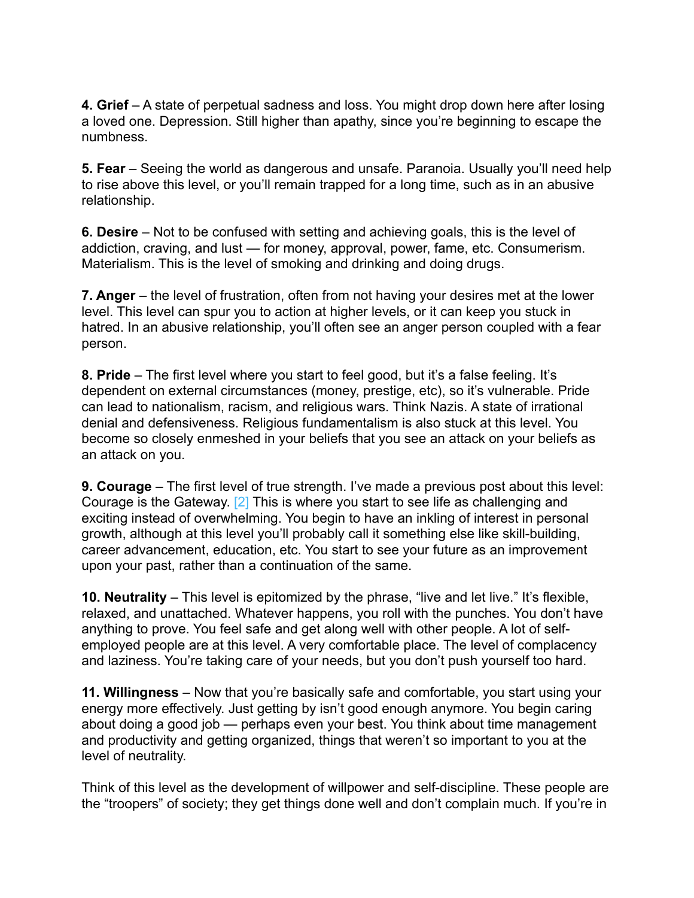**4. Grief** – A state of perpetual sadness and loss. You might drop down here after losing a loved one. Depression. Still higher than apathy, since you're beginning to escape the numbness.

**5. Fear** – Seeing the world as dangerous and unsafe. Paranoia. Usually you'll need help to rise above this level, or you'll remain trapped for a long time, such as in an abusive relationship.

**6. Desire** – Not to be confused with setting and achieving goals, this is the level of addiction, craving, and lust — for money, approval, power, fame, etc. Consumerism. Materialism. This is the level of smoking and drinking and doing drugs.

**7. Anger** – the level of frustration, often from not having your desires met at the lower level. This level can spur you to action at higher levels, or it can keep you stuck in hatred. In an abusive relationship, you'll often see an anger person coupled with a fear person.

**8. Pride** – The first level where you start to feel good, but it's a false feeling. It's dependent on external circumstances (money, prestige, etc), so it's vulnerable. Pride can lead to nationalism, racism, and religious wars. Think Nazis. A state of irrational denial and defensiveness. Religious fundamentalism is also stuck at this level. You become so closely enmeshed in your beliefs that you see an attack on your beliefs as an attack on you.

**9. Courage** – The first level of true strength. I've made a previous post about this level: Courage is the Gateway. [2] This is where you start to see life as challenging and exciting instead of overwhelming. You begin to have an inkling of interest in personal growth, although at this level you'll probably call it something else like skill-building, career advancement, education, etc. You start to see your future as an improvement upon your past, rather than a continuation of the same.

**10. Neutrality** – This level is epitomized by the phrase, "live and let live." It's flexible, relaxed, and unattached. Whatever happens, you roll with the punches. You don't have anything to prove. You feel safe and get along well with other people. A lot of self-employed people are at this level. A very comfortable place. The level of complacency and laziness. You're taking care of your needs, but you don't push yourself too hard.

**11. Willingness** – Now that you're basically safe and comfortable, you start using your energy more effectively. Just getting by isn't good enough anymore. You begin caring about doing a good job — perhaps even your best. You think about time management and productivity and getting organized, things that weren't so important to you at the level of neutrality.

Think of this level as the development of willpower and self-discipline. These people are the "troopers" of society; they get things done well and don't complain much. If you're in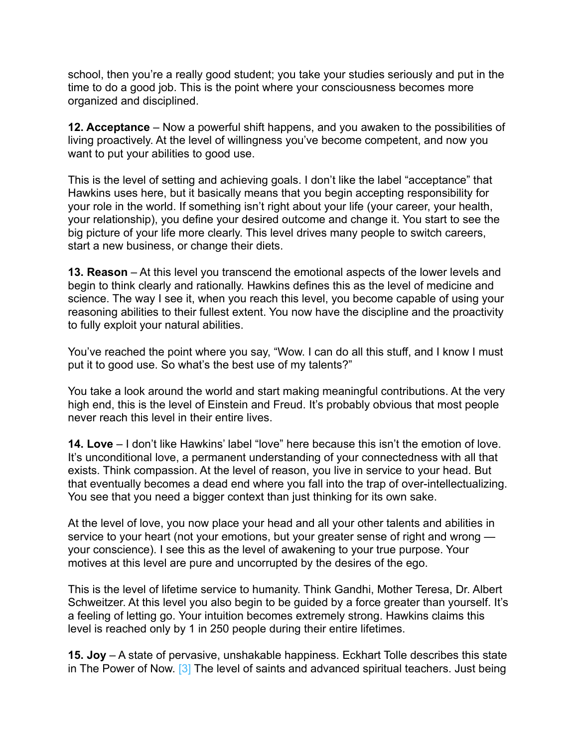school, then you're a really good student; you take your studies seriously and put in the time to do a good job. This is the point where your consciousness becomes more organized and disciplined.

**12. Acceptance** – Now a powerful shift happens, and you awaken to the possibilities of living proactively. At the level of willingness you've become competent, and now you want to put your abilities to good use.

This is the level of setting and achieving goals. I don't like the label "acceptance" that Hawkins uses here, but it basically means that you begin accepting responsibility for your role in the world. If something isn't right about your life (your career, your health, your relationship), you define your desired outcome and change it. You start to see the big picture of your life more clearly. This level drives many people to switch careers, start a new business, or change their diets.

**13. Reason** – At this level you transcend the emotional aspects of the lower levels and begin to think clearly and rationally. Hawkins defines this as the level of medicine and science. The way I see it, when you reach this level, you become capable of using your reasoning abilities to their fullest extent. You now have the discipline and the proactivity to fully exploit your natural abilities.

You've reached the point where you say, "Wow. I can do all this stuff, and I know I must put it to good use. So what's the best use of my talents?"

You take a look around the world and start making meaningful contributions. At the very high end, this is the level of Einstein and Freud. It's probably obvious that most people never reach this level in their entire lives.

**14. Love** – I don't like Hawkins' label "love" here because this isn't the emotion of love. It's unconditional love, a permanent understanding of your connectedness with all that exists. Think compassion. At the level of reason, you live in service to your head. But that eventually becomes a dead end where you fall into the trap of over-intellectualizing. You see that you need a bigger context than just thinking for its own sake.

At the level of love, you now place your head and all your other talents and abilities in service to your heart (not your emotions, but your greater sense of right and wrong — your conscience). I see this as the level of awakening to your true purpose. Your motives at this level are pure and uncorrupted by the desires of the ego.

This is the level of lifetime service to humanity. Think Gandhi, Mother Teresa, Dr. Albert Schweitzer. At this level you also begin to be guided by a force greater than yourself. It's a feeling of letting go. Your intuition becomes extremely strong. Hawkins claims this level is reached only by 1 in 250 people during their entire lifetimes.

**15. Joy** – A state of pervasive, unshakable happiness. Eckhart Tolle describes this state in The Power of Now. [3] The level of saints and advanced spiritual teachers. Just being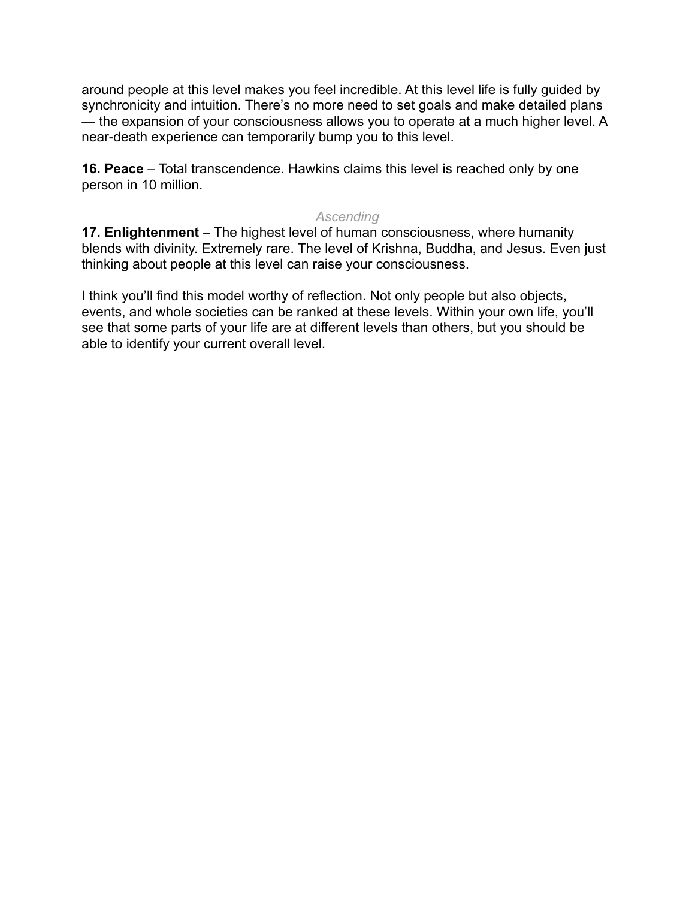around people at this level makes you feel incredible. At this level life is fully guided by synchronicity and intuition. There's no more need to set goals and make detailed plans — the expansion of your consciousness allows you to operate at a much higher level. A near-death experience can temporarily bump you to this level.

**16. Peace** – Total transcendence. Hawkins claims this level is reached only by one person in 10 million.

*Ascending*

**17. Enlightenment** – The highest level of human consciousness, where humanity blends with divinity. Extremely rare. The level of Krishna, Buddha, and Jesus. Even just thinking about people at this level can raise your consciousness.

I think you'll find this model worthy of reflection. Not only people but also objects, events, and whole societies can be ranked at these levels. Within your own life, you'll see that some parts of your life are at different levels than others, but you should be able to identify your current overall level.